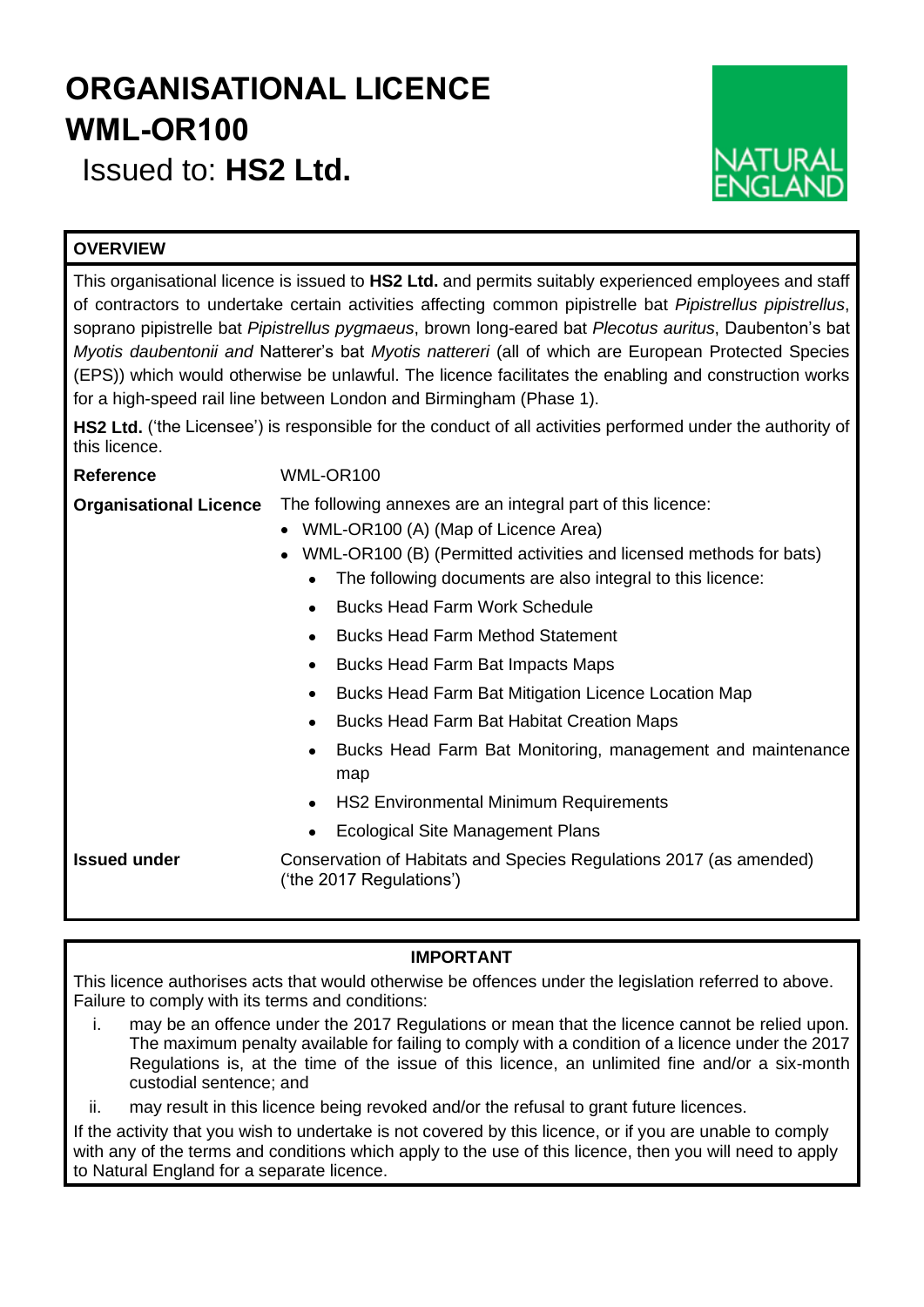# ORGANISATIONAL LICENCE WML-OR100

Issued to: **HS2 Ltd.**

NATURAL ENGLAND

**OVERVIEW**

This organisational licence is issued to **HS2 Ltd.** and permits suitably experienced employees and staff of contractors to undertake certain activities affecting common pipistrelle bat *Pipistrellus pipistrellus*, soprano pipistrelle bat *Pipistrellus pygmaeus*, brown long-eared bat *Plecotus auritus*, Daubenton's bat *Myotis daubentonii and* Natterer's bat *Myotis nattereri* (all of which are European Protected Species (EPS)) which would otherwise be unlawful. The licence facilitates the enabling and construction works for a high-speed rail line between London and Birmingham (Phase 1).

**HS2 Ltd.** ('the Licensee') is responsible for the conduct of all activities performed under the authority of this licence.

**Reference** WML-OR100

**Organisational Licence** The following annexes are an integral part of this licence:

- WML-OR100 (A) (Map of Licence Area)
- WML-OR100 (B) (Permitted activities and licensed methods for bats)
  - The following documents are also integral to this licence:
  - Bucks Head Farm Work Schedule
  - Bucks Head Farm Method Statement
  - Bucks Head Farm Bat Impacts Maps
  - Bucks Head Farm Bat Mitigation Licence Location Map
  - Bucks Head Farm Bat Habitat Creation Maps
  - Bucks Head Farm Bat Monitoring, management and maintenance map
  - HS2 Environmental Minimum Requirements
  - Ecological Site Management Plans

**Issued under** Conservation of Habitats and Species Regulations 2017 (as amended) ('the 2017 Regulations')

**IMPORTANT**

This licence authorises acts that would otherwise be offences under the legislation referred to above. Failure to comply with its terms and conditions:

i. may be an offence under the 2017 Regulations or mean that the licence cannot be relied upon. The maximum penalty available for failing to comply with a condition of a licence under the 2017 Regulations is, at the time of the issue of this licence, an unlimited fine and/or a six-month custodial sentence; and

ii. may result in this licence being revoked and/or the refusal to grant future licences.

If the activity that you wish to undertake is not covered by this licence, or if you are unable to comply with any of the terms and conditions which apply to the use of this licence, then you will need to apply to Natural England for a separate licence.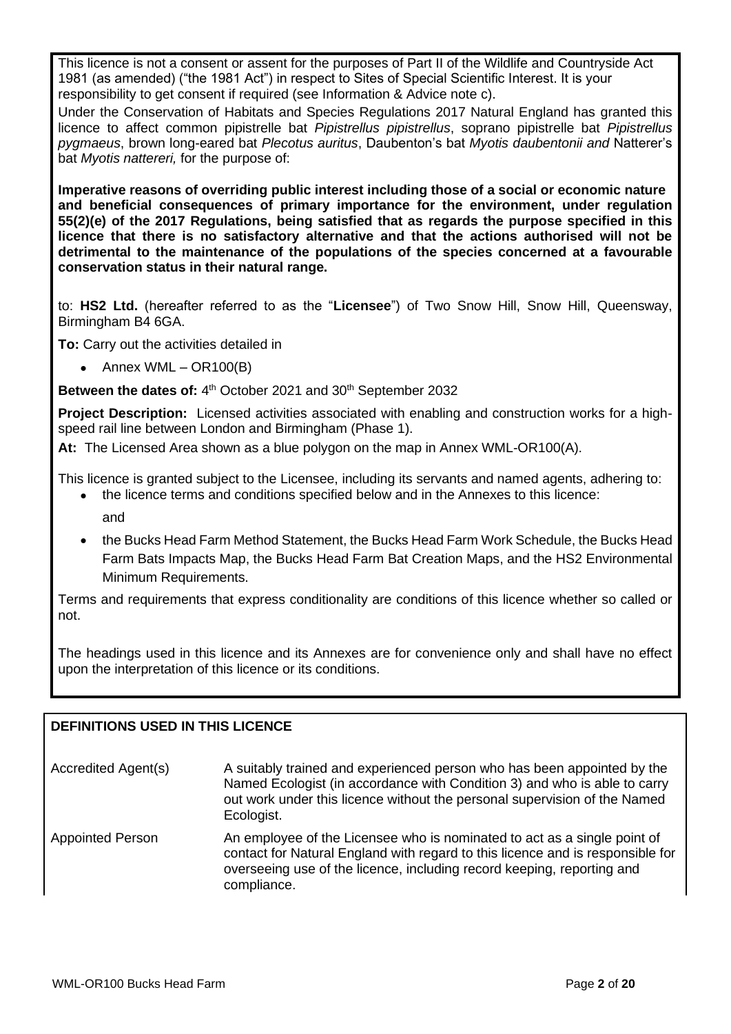This licence is not a consent or assent for the purposes of Part II of the Wildlife and Countryside Act 1981 (as amended) ("the 1981 Act") in respect to Sites of Special Scientific Interest. It is your responsibility to get consent if required (see Information & Advice note c).

Under the Conservation of Habitats and Species Regulations 2017 Natural England has granted this licence to affect common pipistrelle bat *Pipistrellus pipistrellus*, soprano pipistrelle bat *Pipistrellus pygmaeus*, brown long-eared bat *Plecotus auritus*, Daubenton's bat *Myotis daubentonii and* Natterer's bat *Myotis nattereri,* for the purpose of:

**Imperative reasons of overriding public interest including those of a social or economic nature and beneficial consequences of primary importance for the environment, under regulation 55(2)(e) of the 2017 Regulations, being satisfied that as regards the purpose specified in this licence that there is no satisfactory alternative and that the actions authorised will not be detrimental to the maintenance of the populations of the species concerned at a favourable conservation status in their natural range.**

to: **HS2 Ltd.** (hereafter referred to as the "**Licensee**") of Two Snow Hill, Snow Hill, Queensway, Birmingham B4 6GA.

**To:** Carry out the activities detailed in

- Annex WML – OR100(B)

**Between the dates of:** 4th October 2021 and 30th September 2032

**Project Description:** Licensed activities associated with enabling and construction works for a high-speed rail line between London and Birmingham (Phase 1).

**At:** The Licensed Area shown as a blue polygon on the map in Annex WML-OR100(A).

This licence is granted subject to the Licensee, including its servants and named agents, adhering to:

- the licence terms and conditions specified below and in the Annexes to this licence:

  and

- the Bucks Head Farm Method Statement, the Bucks Head Farm Work Schedule, the Bucks Head Farm Bats Impacts Map, the Bucks Head Farm Bat Creation Maps, and the HS2 Environmental Minimum Requirements.

Terms and requirements that express conditionality are conditions of this licence whether so called or not.

The headings used in this licence and its Annexes are for convenience only and shall have no effect upon the interpretation of this licence or its conditions.

## DEFINITIONS USED IN THIS LICENCE

| | |
|---|---|
| Accredited Agent(s) | A suitably trained and experienced person who has been appointed by the Named Ecologist (in accordance with Condition 3) and who is able to carry out work under this licence without the personal supervision of the Named Ecologist. |
| Appointed Person | An employee of the Licensee who is nominated to act as a single point of contact for Natural England with regard to this licence and is responsible for overseeing use of the licence, including record keeping, reporting and compliance. |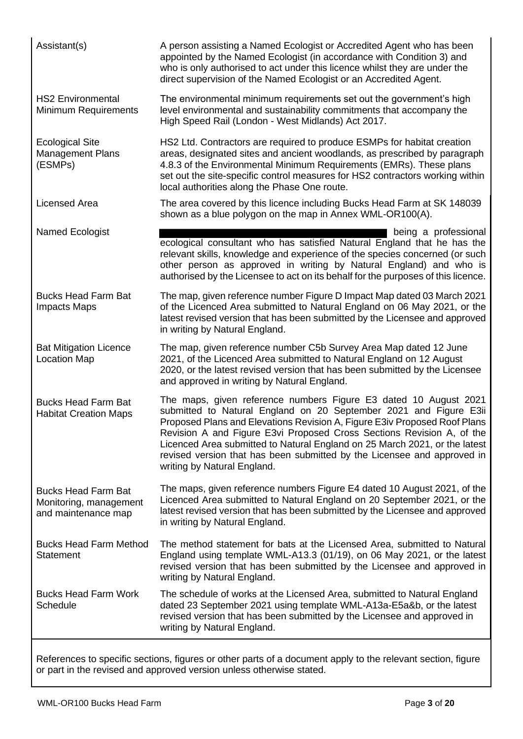| | |
|---|---|
| Assistant(s) | A person assisting a Named Ecologist or Accredited Agent who has been appointed by the Named Ecologist (in accordance with Condition 3) and who is only authorised to act under this licence whilst they are under the direct supervision of the Named Ecologist or an Accredited Agent. |
| HS2 Environmental Minimum Requirements | The environmental minimum requirements set out the government's high level environmental and sustainability commitments that accompany the High Speed Rail (London - West Midlands) Act 2017. |
| Ecological Site Management Plans (ESMPs) | HS2 Ltd. Contractors are required to produce ESMPs for habitat creation areas, designated sites and ancient woodlands, as prescribed by paragraph 4.8.3 of the Environmental Minimum Requirements (EMRs). These plans set out the site-specific control measures for HS2 contractors working within local authorities along the Phase One route. |
| Licensed Area | The area covered by this licence including Bucks Head Farm at SK 148039 shown as a blue polygon on the map in Annex WML-OR100(A). |
| Named Ecologist | being a professional ecological consultant who has satisfied Natural England that he has the relevant skills, knowledge and experience of the species concerned (or such other person as approved in writing by Natural England) and who is authorised by the Licensee to act on its behalf for the purposes of this licence. |
| Bucks Head Farm Bat Impacts Maps | The map, given reference number Figure D Impact Map dated 03 March 2021 of the Licenced Area submitted to Natural England on 06 May 2021, or the latest revised version that has been submitted by the Licensee and approved in writing by Natural England. |
| Bat Mitigation Licence Location Map | The map, given reference number C5b Survey Area Map dated 12 June 2021, of the Licenced Area submitted to Natural England on 12 August 2020, or the latest revised version that has been submitted by the Licensee and approved in writing by Natural England. |
| Bucks Head Farm Bat Habitat Creation Maps | The maps, given reference numbers Figure E3 dated 10 August 2021 submitted to Natural England on 20 September 2021 and Figure E3ii Proposed Plans and Elevations Revision A, Figure E3iv Proposed Roof Plans Revision A and Figure E3vi Proposed Cross Sections Revision A, of the Licenced Area submitted to Natural England on 25 March 2021, or the latest revised version that has been submitted by the Licensee and approved in writing by Natural England. |
| Bucks Head Farm Bat Monitoring, management and maintenance map | The maps, given reference numbers Figure E4 dated 10 August 2021, of the Licenced Area submitted to Natural England on 20 September 2021, or the latest revised version that has been submitted by the Licensee and approved in writing by Natural England. |
| Bucks Head Farm Method Statement | The method statement for bats at the Licensed Area, submitted to Natural England using template WML-A13.3 (01/19), on 06 May 2021, or the latest revised version that has been submitted by the Licensee and approved in writing by Natural England. |
| Bucks Head Farm Work Schedule | The schedule of works at the Licensed Area, submitted to Natural England dated 23 September 2021 using template WML-A13a-E5a&b, or the latest revised version that has been submitted by the Licensee and approved in writing by Natural England. |

References to specific sections, figures or other parts of a document apply to the relevant section, figure or part in the revised and approved version unless otherwise stated.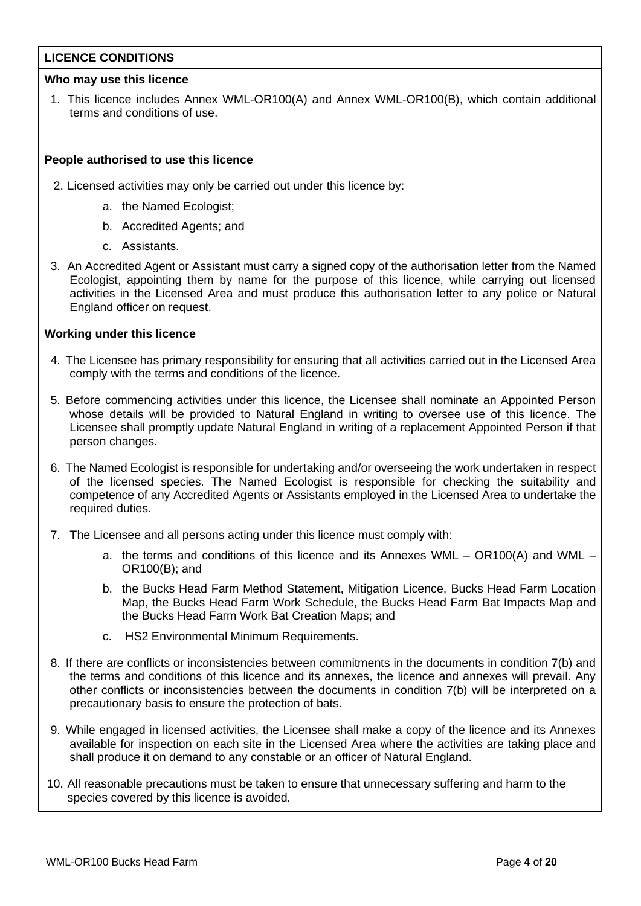## LICENCE CONDITIONS

### Who may use this licence

1. This licence includes Annex WML-OR100(A) and Annex WML-OR100(B), which contain additional terms and conditions of use.

### People authorised to use this licence

2. Licensed activities may only be carried out under this licence by:
   a. the Named Ecologist;
   b. Accredited Agents; and
   c. Assistants.

3. An Accredited Agent or Assistant must carry a signed copy of the authorisation letter from the Named Ecologist, appointing them by name for the purpose of this licence, while carrying out licensed activities in the Licensed Area and must produce this authorisation letter to any police or Natural England officer on request.

### Working under this licence

4. The Licensee has primary responsibility for ensuring that all activities carried out in the Licensed Area comply with the terms and conditions of the licence.

5. Before commencing activities under this licence, the Licensee shall nominate an Appointed Person whose details will be provided to Natural England in writing to oversee use of this licence. The Licensee shall promptly update Natural England in writing of a replacement Appointed Person if that person changes.

6. The Named Ecologist is responsible for undertaking and/or overseeing the work undertaken in respect of the licensed species. The Named Ecologist is responsible for checking the suitability and competence of any Accredited Agents or Assistants employed in the Licensed Area to undertake the required duties.

7. The Licensee and all persons acting under this licence must comply with:
   a. the terms and conditions of this licence and its Annexes WML – OR100(A) and WML – OR100(B); and
   b. the Bucks Head Farm Method Statement, Mitigation Licence, Bucks Head Farm Location Map, the Bucks Head Farm Work Schedule, the Bucks Head Farm Bat Impacts Map and the Bucks Head Farm Work Bat Creation Maps; and
   c. HS2 Environmental Minimum Requirements.

8. If there are conflicts or inconsistencies between commitments in the documents in condition 7(b) and the terms and conditions of this licence and its annexes, the licence and annexes will prevail. Any other conflicts or inconsistencies between the documents in condition 7(b) will be interpreted on a precautionary basis to ensure the protection of bats.

9. While engaged in licensed activities, the Licensee shall make a copy of the licence and its Annexes available for inspection on each site in the Licensed Area where the activities are taking place and shall produce it on demand to any constable or an officer of Natural England.

10. All reasonable precautions must be taken to ensure that unnecessary suffering and harm to the species covered by this licence is avoided.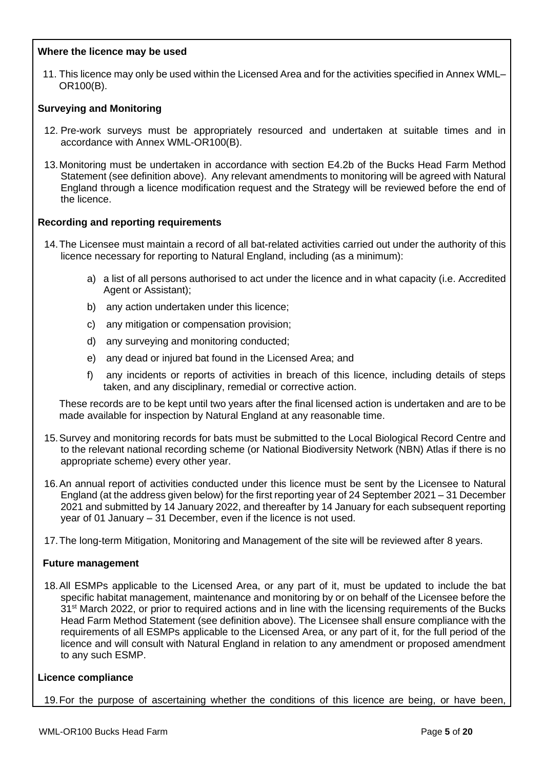**Where the licence may be used**

11. This licence may only be used within the Licensed Area and for the activities specified in Annex WML–OR100(B).

**Surveying and Monitoring**

12. Pre-work surveys must be appropriately resourced and undertaken at suitable times and in accordance with Annex WML-OR100(B).

13. Monitoring must be undertaken in accordance with section E4.2b of the Bucks Head Farm Method Statement (see definition above). Any relevant amendments to monitoring will be agreed with Natural England through a licence modification request and the Strategy will be reviewed before the end of the licence.

**Recording and reporting requirements**

14. The Licensee must maintain a record of all bat-related activities carried out under the authority of this licence necessary for reporting to Natural England, including (as a minimum):

    a) a list of all persons authorised to act under the licence and in what capacity (i.e. Accredited Agent or Assistant);

    b) any action undertaken under this licence;

    c) any mitigation or compensation provision;

    d) any surveying and monitoring conducted;

    e) any dead or injured bat found in the Licensed Area; and

    f) any incidents or reports of activities in breach of this licence, including details of steps taken, and any disciplinary, remedial or corrective action.

    These records are to be kept until two years after the final licensed action is undertaken and are to be made available for inspection by Natural England at any reasonable time.

15. Survey and monitoring records for bats must be submitted to the Local Biological Record Centre and to the relevant national recording scheme (or National Biodiversity Network (NBN) Atlas if there is no appropriate scheme) every other year.

16. An annual report of activities conducted under this licence must be sent by the Licensee to Natural England (at the address given below) for the first reporting year of 24 September 2021 – 31 December 2021 and submitted by 14 January 2022, and thereafter by 14 January for each subsequent reporting year of 01 January – 31 December, even if the licence is not used.

17. The long-term Mitigation, Monitoring and Management of the site will be reviewed after 8 years.

**Future management**

18. All ESMPs applicable to the Licensed Area, or any part of it, must be updated to include the bat specific habitat management, maintenance and monitoring by or on behalf of the Licensee before the 31st March 2022, or prior to required actions and in line with the licensing requirements of the Bucks Head Farm Method Statement (see definition above). The Licensee shall ensure compliance with the requirements of all ESMPs applicable to the Licensed Area, or any part of it, for the full period of the licence and will consult with Natural England in relation to any amendment or proposed amendment to any such ESMP.

**Licence compliance**

19. For the purpose of ascertaining whether the conditions of this licence are being, or have been,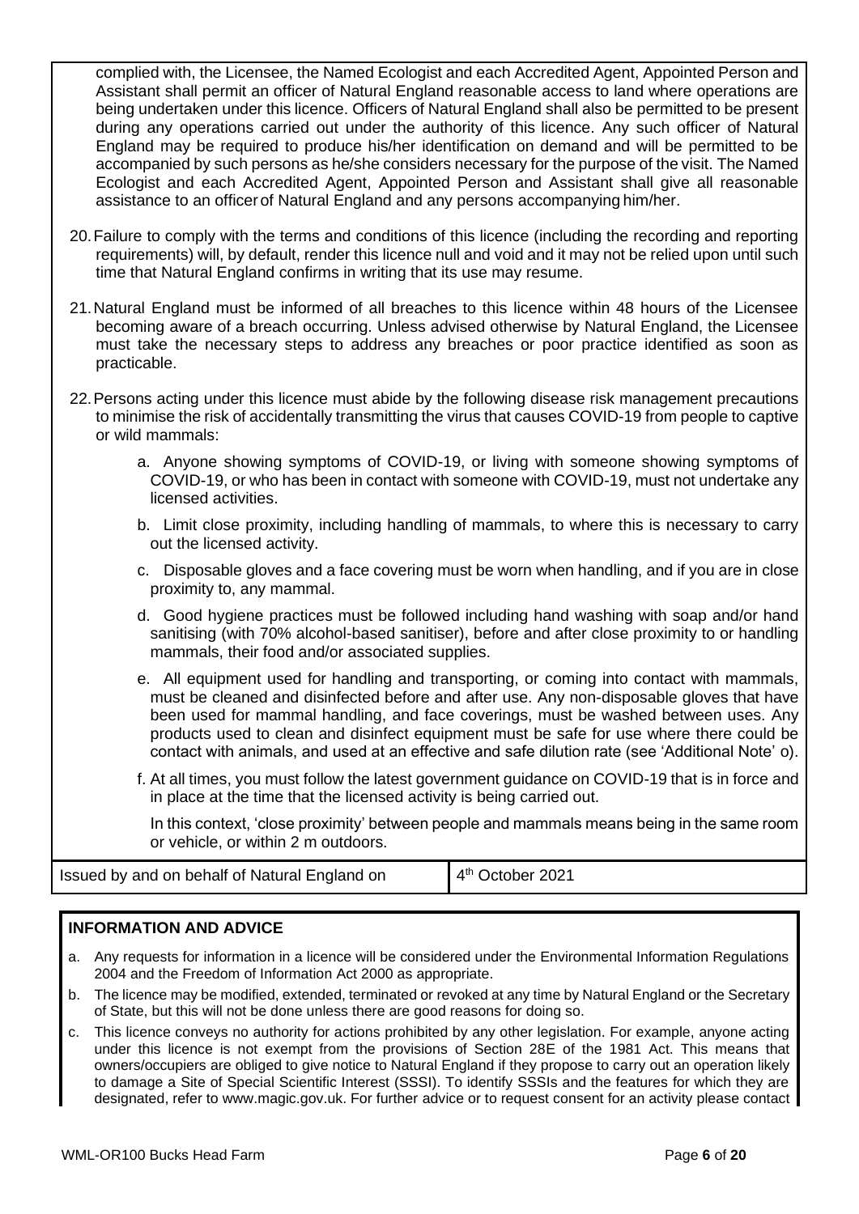complied with, the Licensee, the Named Ecologist and each Accredited Agent, Appointed Person and Assistant shall permit an officer of Natural England reasonable access to land where operations are being undertaken under this licence. Officers of Natural England shall also be permitted to be present during any operations carried out under the authority of this licence. Any such officer of Natural England may be required to produce his/her identification on demand and will be permitted to be accompanied by such persons as he/she considers necessary for the purpose of the visit. The Named Ecologist and each Accredited Agent, Appointed Person and Assistant shall give all reasonable assistance to an officer of Natural England and any persons accompanying him/her.

20. Failure to comply with the terms and conditions of this licence (including the recording and reporting requirements) will, by default, render this licence null and void and it may not be relied upon until such time that Natural England confirms in writing that its use may resume.

21. Natural England must be informed of all breaches to this licence within 48 hours of the Licensee becoming aware of a breach occurring. Unless advised otherwise by Natural England, the Licensee must take the necessary steps to address any breaches or poor practice identified as soon as practicable.

22. Persons acting under this licence must abide by the following disease risk management precautions to minimise the risk of accidentally transmitting the virus that causes COVID-19 from people to captive or wild mammals:

    a. Anyone showing symptoms of COVID-19, or living with someone showing symptoms of COVID-19, or who has been in contact with someone with COVID-19, must not undertake any licensed activities.

    b. Limit close proximity, including handling of mammals, to where this is necessary to carry out the licensed activity.

    c. Disposable gloves and a face covering must be worn when handling, and if you are in close proximity to, any mammal.

    d. Good hygiene practices must be followed including hand washing with soap and/or hand sanitising (with 70% alcohol-based sanitiser), before and after close proximity to or handling mammals, their food and/or associated supplies.

    e. All equipment used for handling and transporting, or coming into contact with mammals, must be cleaned and disinfected before and after use. Any non-disposable gloves that have been used for mammal handling, and face coverings, must be washed between uses. Any products used to clean and disinfect equipment must be safe for use where there could be contact with animals, and used at an effective and safe dilution rate (see 'Additional Note' o).

    f. At all times, you must follow the latest government guidance on COVID-19 that is in force and in place at the time that the licensed activity is being carried out.

    In this context, 'close proximity' between people and mammals means being in the same room or vehicle, or within 2 m outdoors.

| Issued by and on behalf of Natural England on | 4th October 2021 |
| --- | --- |

## INFORMATION AND ADVICE

a. Any requests for information in a licence will be considered under the Environmental Information Regulations 2004 and the Freedom of Information Act 2000 as appropriate.

b. The licence may be modified, extended, terminated or revoked at any time by Natural England or the Secretary of State, but this will not be done unless there are good reasons for doing so.

c. This licence conveys no authority for actions prohibited by any other legislation. For example, anyone acting under this licence is not exempt from the provisions of Section 28E of the 1981 Act. This means that owners/occupiers are obliged to give notice to Natural England if they propose to carry out an operation likely to damage a Site of Special Scientific Interest (SSSI). To identify SSSIs and the features for which they are designated, refer to www.magic.gov.uk. For further advice or to request consent for an activity please contact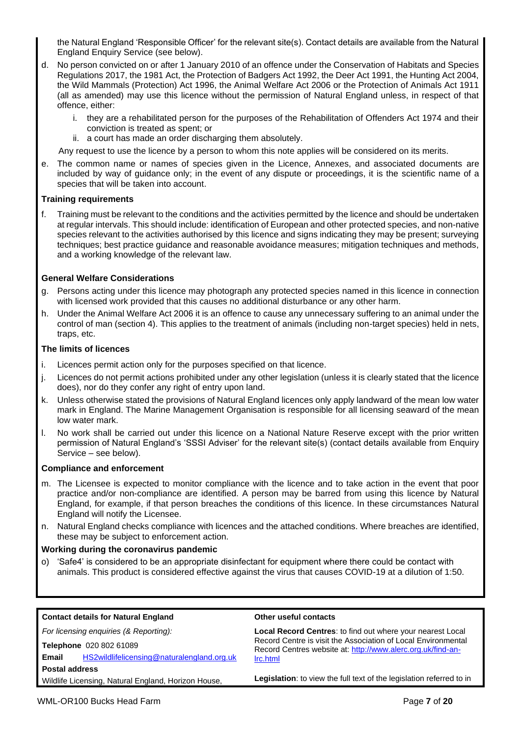the Natural England 'Responsible Officer' for the relevant site(s). Contact details are available from the Natural England Enquiry Service (see below).

d. No person convicted on or after 1 January 2010 of an offence under the Conservation of Habitats and Species Regulations 2017, the 1981 Act, the Protection of Badgers Act 1992, the Deer Act 1991, the Hunting Act 2004, the Wild Mammals (Protection) Act 1996, the Animal Welfare Act 2006 or the Protection of Animals Act 1911 (all as amended) may use this licence without the permission of Natural England unless, in respect of that offence, either:
   i. they are a rehabilitated person for the purposes of the Rehabilitation of Offenders Act 1974 and their conviction is treated as spent; or
   ii. a court has made an order discharging them absolutely.

   Any request to use the licence by a person to whom this note applies will be considered on its merits.

e. The common name or names of species given in the Licence, Annexes, and associated documents are included by way of guidance only; in the event of any dispute or proceedings, it is the scientific name of a species that will be taken into account.

**Training requirements**

f. Training must be relevant to the conditions and the activities permitted by the licence and should be undertaken at regular intervals. This should include: identification of European and other protected species, and non-native species relevant to the activities authorised by this licence and signs indicating they may be present; surveying techniques; best practice guidance and reasonable avoidance measures; mitigation techniques and methods, and a working knowledge of the relevant law.

**General Welfare Considerations**

g. Persons acting under this licence may photograph any protected species named in this licence in connection with licensed work provided that this causes no additional disturbance or any other harm.

h. Under the Animal Welfare Act 2006 it is an offence to cause any unnecessary suffering to an animal under the control of man (section 4). This applies to the treatment of animals (including non-target species) held in nets, traps, etc.

**The limits of licences**

i. Licences permit action only for the purposes specified on that licence.

j. Licences do not permit actions prohibited under any other legislation (unless it is clearly stated that the licence does), nor do they confer any right of entry upon land.

k. Unless otherwise stated the provisions of Natural England licences only apply landward of the mean low water mark in England. The Marine Management Organisation is responsible for all licensing seaward of the mean low water mark.

l. No work shall be carried out under this licence on a National Nature Reserve except with the prior written permission of Natural England's 'SSSI Adviser' for the relevant site(s) (contact details available from Enquiry Service – see below).

**Compliance and enforcement**

m. The Licensee is expected to monitor compliance with the licence and to take action in the event that poor practice and/or non-compliance are identified. A person may be barred from using this licence by Natural England, for example, if that person breaches the conditions of this licence. In these circumstances Natural England will notify the Licensee.

n. Natural England checks compliance with licences and the attached conditions. Where breaches are identified, these may be subject to enforcement action.

**Working during the coronavirus pandemic**

o) 'Safe4' is considered to be an appropriate disinfectant for equipment where there could be contact with animals. This product is considered effective against the virus that causes COVID-19 at a dilution of 1:50.

**Contact details for Natural England**

*For licensing enquiries (& Reporting):*

**Telephone** 020 802 61089

**Email** HS2wildlifelicensing@naturalengland.org.uk

**Postal address**

Wildlife Licensing, Natural England, Horizon House,

**Other useful contacts**

**Local Record Centres**: to find out where your nearest Local Record Centre is visit the Association of Local Environmental Record Centres website at: http://www.alerc.org.uk/find-an-lrc.html

**Legislation**: to view the full text of the legislation referred to in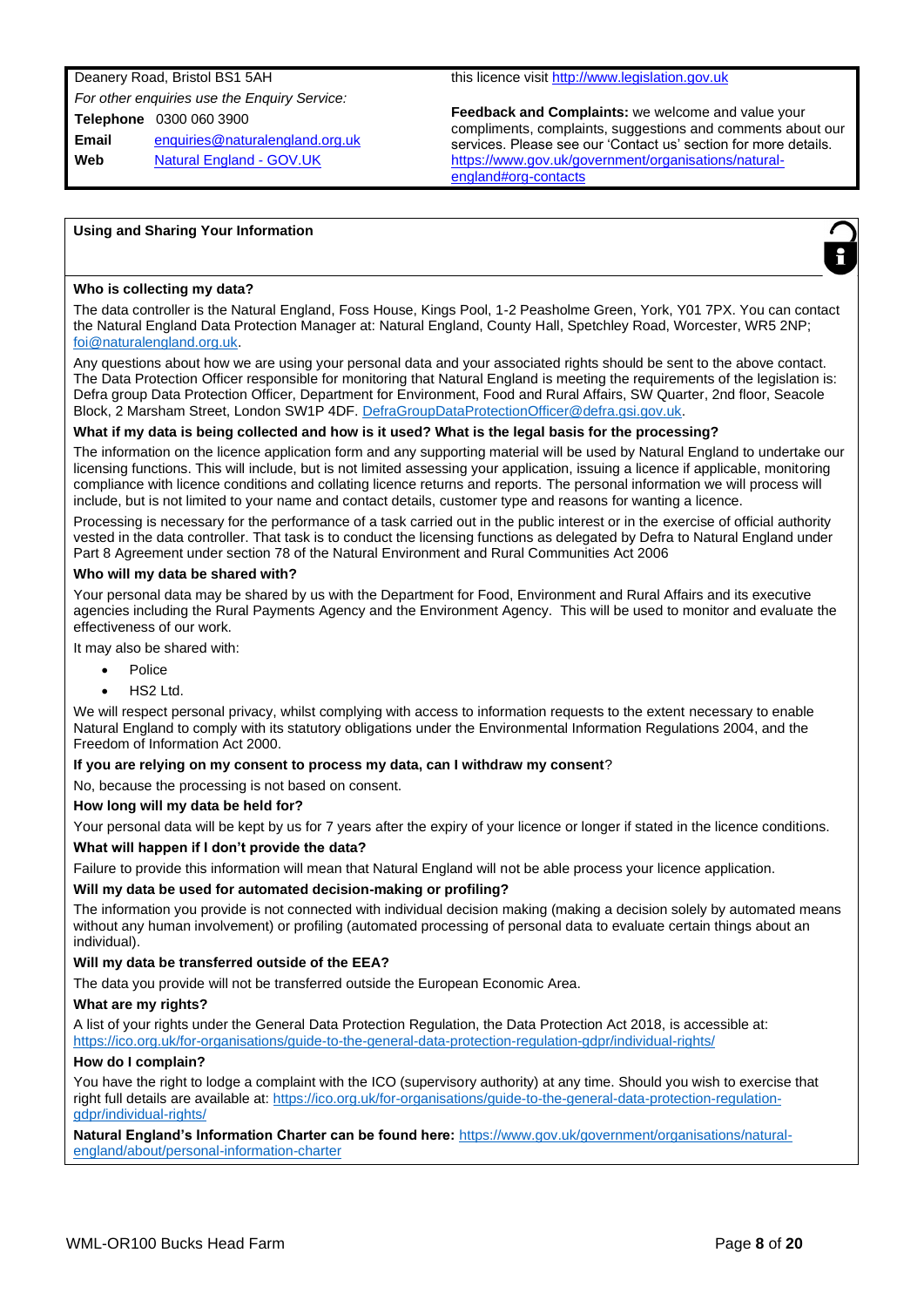| | |
|---|---|
| Deanery Road, Bristol BS1 5AH<br>*For other enquiries use the Enquiry Service:*<br>**Telephone** 0300 060 3900<br>**Email** enquiries@naturalengland.org.uk<br>**Web** Natural England - GOV.UK | this licence visit http://www.legislation.gov.uk<br><br>**Feedback and Complaints:** we welcome and value your compliments, complaints, suggestions and comments about our services. Please see our 'Contact us' section for more details. https://www.gov.uk/government/organisations/natural-england#org-contacts |

## Using and Sharing Your Information

**Who is collecting my data?**

The data controller is the Natural England, Foss House, Kings Pool, 1-2 Peasholme Green, York, Y01 7PX. You can contact the Natural England Data Protection Manager at: Natural England, County Hall, Spetchley Road, Worcester, WR5 2NP; foi@naturalengland.org.uk.

Any questions about how we are using your personal data and your associated rights should be sent to the above contact. The Data Protection Officer responsible for monitoring that Natural England is meeting the requirements of the legislation is: Defra group Data Protection Officer, Department for Environment, Food and Rural Affairs, SW Quarter, 2nd floor, Seacole Block, 2 Marsham Street, London SW1P 4DF. DefraGroupDataProtectionOfficer@defra.gsi.gov.uk.

**What if my data is being collected and how is it used? What is the legal basis for the processing?**

The information on the licence application form and any supporting material will be used by Natural England to undertake our licensing functions. This will include, but is not limited assessing your application, issuing a licence if applicable, monitoring compliance with licence conditions and collating licence returns and reports. The personal information we will process will include, but is not limited to your name and contact details, customer type and reasons for wanting a licence.

Processing is necessary for the performance of a task carried out in the public interest or in the exercise of official authority vested in the data controller. That task is to conduct the licensing functions as delegated by Defra to Natural England under Part 8 Agreement under section 78 of the Natural Environment and Rural Communities Act 2006

**Who will my data be shared with?**

Your personal data may be shared by us with the Department for Food, Environment and Rural Affairs and its executive agencies including the Rural Payments Agency and the Environment Agency. This will be used to monitor and evaluate the effectiveness of our work.

It may also be shared with:

- Police
- HS2 Ltd.

We will respect personal privacy, whilst complying with access to information requests to the extent necessary to enable Natural England to comply with its statutory obligations under the Environmental Information Regulations 2004, and the Freedom of Information Act 2000.

**If you are relying on my consent to process my data, can I withdraw my consent**?

No, because the processing is not based on consent.

**How long will my data be held for?**

Your personal data will be kept by us for 7 years after the expiry of your licence or longer if stated in the licence conditions.

**What will happen if I don't provide the data?**

Failure to provide this information will mean that Natural England will not be able process your licence application.

**Will my data be used for automated decision-making or profiling?**

The information you provide is not connected with individual decision making (making a decision solely by automated means without any human involvement) or profiling (automated processing of personal data to evaluate certain things about an individual).

**Will my data be transferred outside of the EEA?**

The data you provide will not be transferred outside the European Economic Area.

**What are my rights?**

A list of your rights under the General Data Protection Regulation, the Data Protection Act 2018, is accessible at: https://ico.org.uk/for-organisations/guide-to-the-general-data-protection-regulation-gdpr/individual-rights/

**How do I complain?**

You have the right to lodge a complaint with the ICO (supervisory authority) at any time. Should you wish to exercise that right full details are available at: https://ico.org.uk/for-organisations/guide-to-the-general-data-protection-regulation-gdpr/individual-rights/

**Natural England's Information Charter can be found here:** https://www.gov.uk/government/organisations/natural-england/about/personal-information-charter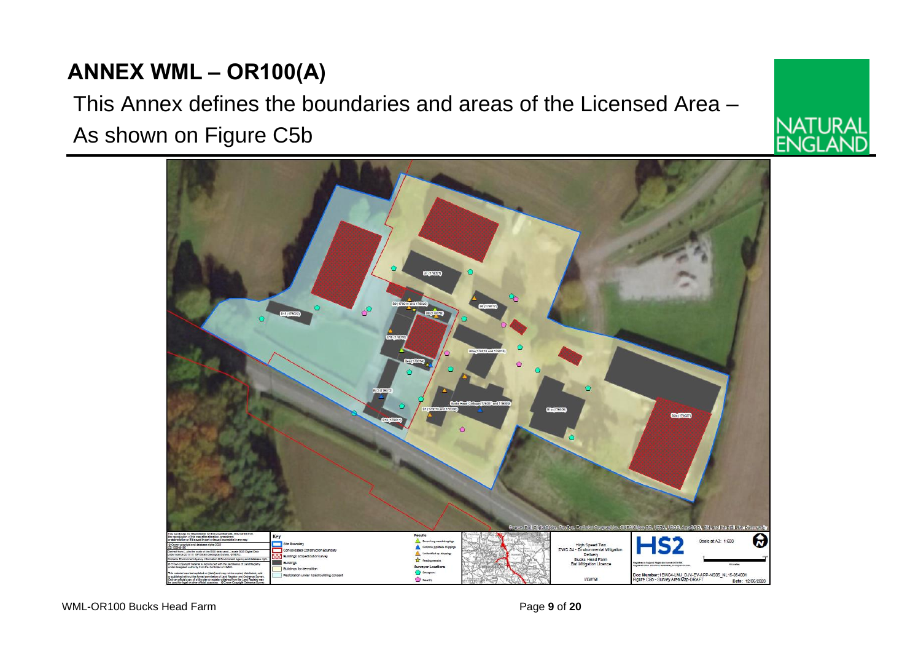# ANNEX WML – OR100(A)

This Annex defines the boundaries and areas of the Licensed Area – As shown on Figure C5b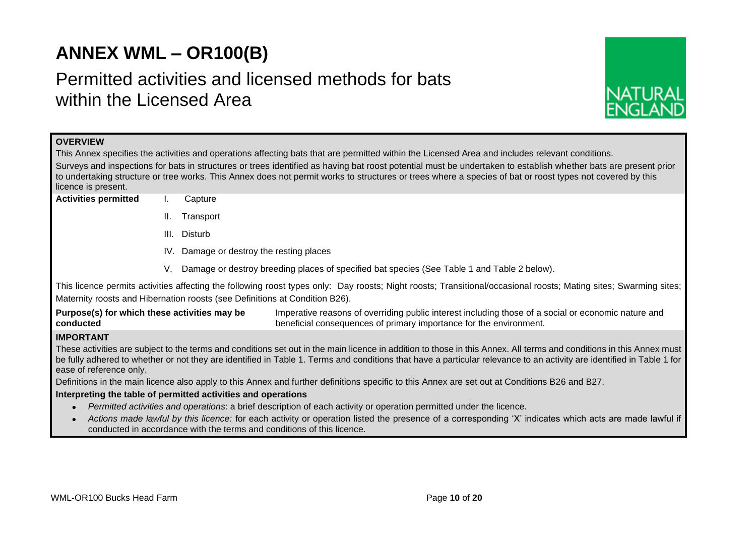# ANNEX WML – OR100(B)

## Permitted activities and licensed methods for bats within the Licensed Area

NATURAL ENGLAND

**OVERVIEW**

This Annex specifies the activities and operations affecting bats that are permitted within the Licensed Area and includes relevant conditions.

Surveys and inspections for bats in structures or trees identified as having bat roost potential must be undertaken to establish whether bats are present prior to undertaking structure or tree works. This Annex does not permit works to structures or trees where a species of bat or roost types not covered by this licence is present.

**Activities permitted**

I. Capture

II. Transport

III. Disturb

IV. Damage or destroy the resting places

V. Damage or destroy breeding places of specified bat species (See Table 1 and Table 2 below).

This licence permits activities affecting the following roost types only: Day roosts; Night roosts; Transitional/occasional roosts; Mating sites; Swarming sites; Maternity roosts and Hibernation roosts (see Definitions at Condition B26).

**Purpose(s) for which these activities may be conducted** Imperative reasons of overriding public interest including those of a social or economic nature and beneficial consequences of primary importance for the environment.

**IMPORTANT**

These activities are subject to the terms and conditions set out in the main licence in addition to those in this Annex. All terms and conditions in this Annex must be fully adhered to whether or not they are identified in Table 1. Terms and conditions that have a particular relevance to an activity are identified in Table 1 for ease of reference only.

Definitions in the main licence also apply to this Annex and further definitions specific to this Annex are set out at Conditions B26 and B27.

**Interpreting the table of permitted activities and operations**

- *Permitted activities and operations*: a brief description of each activity or operation permitted under the licence.
- *Actions made lawful by this licence:* for each activity or operation listed the presence of a corresponding 'X' indicates which acts are made lawful if conducted in accordance with the terms and conditions of this licence.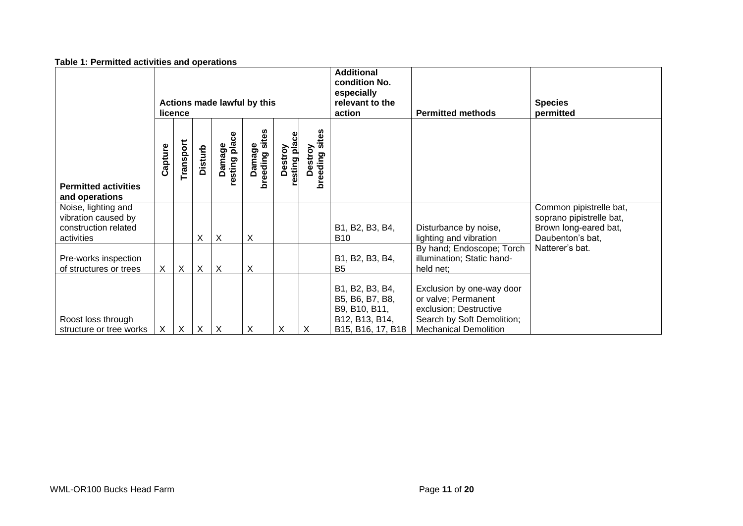**Table 1: Permitted activities and operations**

| Permitted activities and operations | Capture | Transport | Disturb | Damage resting place | Damage breeding sites | Destroy resting place | Destroy breeding sites | Additional condition No. especially relevant to the action | Permitted methods | Species permitted |
|---|---|---|---|---|---|---|---|---|---|---|
| Noise, lighting and vibration caused by construction related activities | | | X | X | X | | | B1, B2, B3, B4, B10 | Disturbance by noise, lighting and vibration | Common pipistrelle bat, soprano pipistrelle bat, Brown long-eared bat, Daubenton's bat, Natterer's bat. |
| Pre-works inspection of structures or trees | X | X | X | X | X | | | B1, B2, B3, B4, B5 | By hand; Endoscope; Torch illumination; Static hand-held net; | |
| Roost loss through structure or tree works | X | X | X | X | X | X | X | B1, B2, B3, B4, B5, B6, B7, B8, B9, B10, B11, B12, B13, B14, B15, B16, 17, B18 | Exclusion by one-way door or valve; Permanent exclusion; Destructive Search by Soft Demolition; Mechanical Demolition | |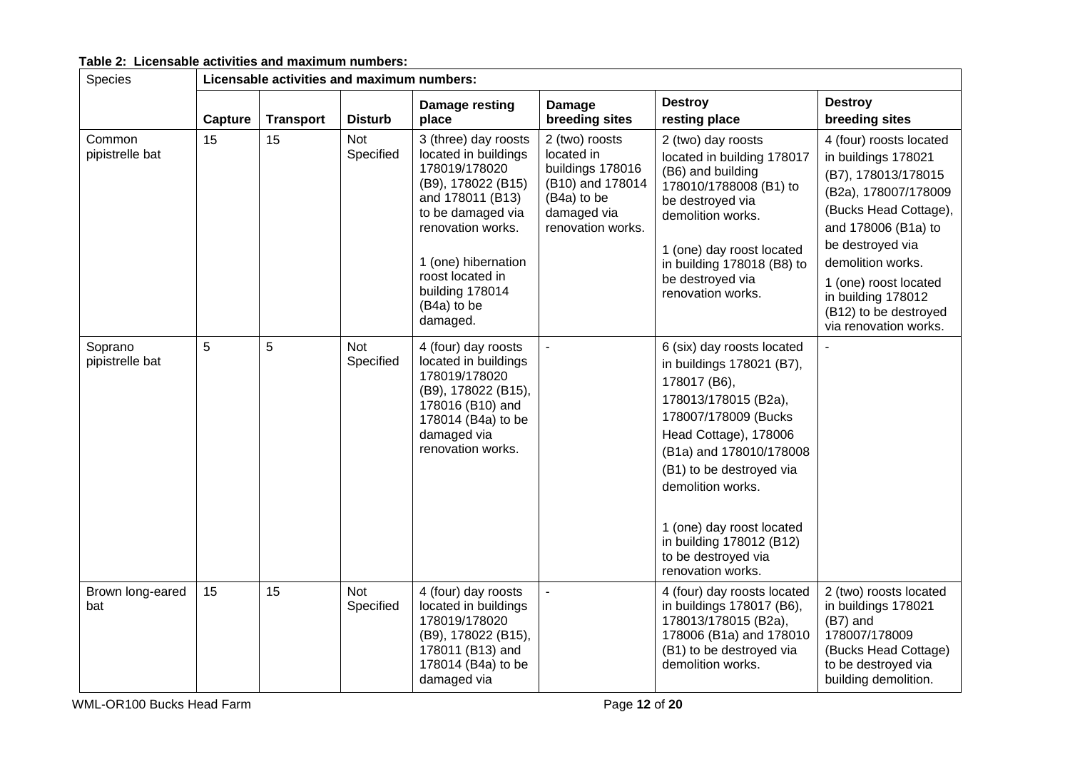**Table 2: Licensable activities and maximum numbers:**

| Species | Licensable activities and maximum numbers: | | | | | | |
|---|---|---|---|---|---|---|---|
| | **Capture** | **Transport** | **Disturb** | **Damage resting place** | **Damage breeding sites** | **Destroy resting place** | **Destroy breeding sites** |
| Common pipistrelle bat | 15 | 15 | Not Specified | 3 (three) day roosts located in buildings 178019/178020 (B9), 178022 (B15) and 178011 (B13) to be damaged via renovation works.<br><br>1 (one) hibernation roost located in building 178014 (B4a) to be damaged. | 2 (two) roosts located in buildings 178016 (B10) and 178014 (B4a) to be damaged via renovation works. | 2 (two) day roosts located in building 178017 (B6) and building 178010/1788008 (B1) to be destroyed via demolition works.<br><br>1 (one) day roost located in building 178018 (B8) to be destroyed via renovation works. | 4 (four) roosts located in buildings 178021 (B7), 178013/178015 (B2a), 178007/178009 (Bucks Head Cottage), and 178006 (B1a) to be destroyed via demolition works.<br>1 (one) roost located in building 178012 (B12) to be destroyed via renovation works. |
| Soprano pipistrelle bat | 5 | 5 | Not Specified | 4 (four) day roosts located in buildings 178019/178020 (B9), 178022 (B15), 178016 (B10) and 178014 (B4a) to be damaged via renovation works. | - | 6 (six) day roosts located in buildings 178021 (B7), 178017 (B6), 178013/178015 (B2a), 178007/178009 (Bucks Head Cottage), 178006 (B1a) and 178010/178008 (B1) to be destroyed via demolition works.<br><br>1 (one) day roost located in building 178012 (B12) to be destroyed via renovation works. | - |
| Brown long-eared bat | 15 | 15 | Not Specified | 4 (four) day roosts located in buildings 178019/178020 (B9), 178022 (B15), 178011 (B13) and 178014 (B4a) to be damaged via | - | 4 (four) day roosts located in buildings 178017 (B6), 178013/178015 (B2a), 178006 (B1a) and 178010 (B1) to be destroyed via demolition works. | 2 (two) roosts located in buildings 178021 (B7) and 178007/178009 (Bucks Head Cottage) to be destroyed via building demolition. |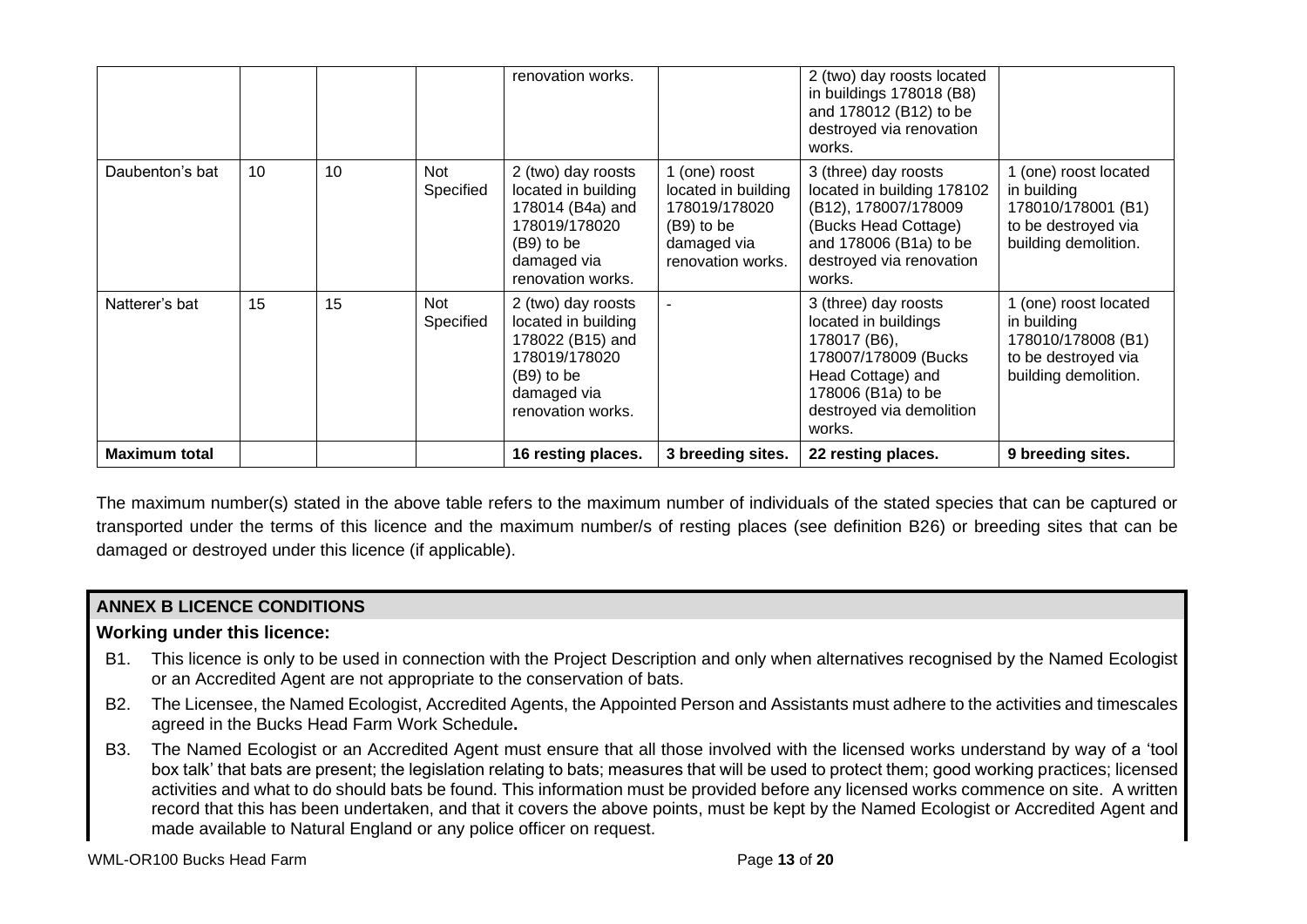| | | | | renovation works. | | 2 (two) day roosts located in buildings 178018 (B8) and 178012 (B12) to be destroyed via renovation works. | |
|---|---|---|---|---|---|---|---|
| Daubenton's bat | 10 | 10 | Not Specified | 2 (two) day roosts located in building 178014 (B4a) and 178019/178020 (B9) to be damaged via renovation works. | 1 (one) roost located in building 178019/178020 (B9) to be damaged via renovation works. | 3 (three) day roosts located in building 178102 (B12), 178007/178009 (Bucks Head Cottage) and 178006 (B1a) to be destroyed via renovation works. | 1 (one) roost located in building 178010/178001 (B1) to be destroyed via building demolition. |
| Natterer's bat | 15 | 15 | Not Specified | 2 (two) day roosts located in building 178022 (B15) and 178019/178020 (B9) to be damaged via renovation works. | - | 3 (three) day roosts located in buildings 178017 (B6), 178007/178009 (Bucks Head Cottage) and 178006 (B1a) to be destroyed via demolition works. | 1 (one) roost located in building 178010/178008 (B1) to be destroyed via building demolition. |
| **Maximum total** | | | | **16 resting places.** | **3 breeding sites.** | **22 resting places.** | **9 breeding sites.** |

The maximum number(s) stated in the above table refers to the maximum number of individuals of the stated species that can be captured or transported under the terms of this licence and the maximum number/s of resting places (see definition B26) or breeding sites that can be damaged or destroyed under this licence (if applicable).

## ANNEX B LICENCE CONDITIONS

**Working under this licence:**

B1. This licence is only to be used in connection with the Project Description and only when alternatives recognised by the Named Ecologist or an Accredited Agent are not appropriate to the conservation of bats.

B2. The Licensee, the Named Ecologist, Accredited Agents, the Appointed Person and Assistants must adhere to the activities and timescales agreed in the Bucks Head Farm Work Schedule**.**

B3. The Named Ecologist or an Accredited Agent must ensure that all those involved with the licensed works understand by way of a 'tool box talk' that bats are present; the legislation relating to bats; measures that will be used to protect them; good working practices; licensed activities and what to do should bats be found. This information must be provided before any licensed works commence on site. A written record that this has been undertaken, and that it covers the above points, must be kept by the Named Ecologist or Accredited Agent and made available to Natural England or any police officer on request.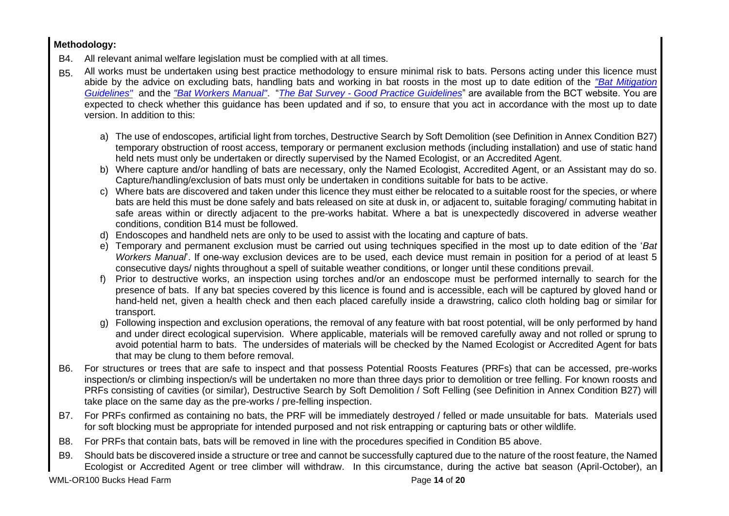**Methodology:**

B4. All relevant animal welfare legislation must be complied with at all times.

B5. All works must be undertaken using best practice methodology to ensure minimal risk to bats. Persons acting under this licence must abide by the advice on excluding bats, handling bats and working in bat roosts in the most up to date edition of the *"Bat Mitigation Guidelines"* and the *"Bat Workers Manual"*. "*The Bat Survey - Good Practice Guidelines*" are available from the BCT website. You are expected to check whether this guidance has been updated and if so, to ensure that you act in accordance with the most up to date version. In addition to this:

a) The use of endoscopes, artificial light from torches, Destructive Search by Soft Demolition (see Definition in Annex Condition B27) temporary obstruction of roost access, temporary or permanent exclusion methods (including installation) and use of static hand held nets must only be undertaken or directly supervised by the Named Ecologist, or an Accredited Agent.

b) Where capture and/or handling of bats are necessary, only the Named Ecologist, Accredited Agent, or an Assistant may do so. Capture/handling/exclusion of bats must only be undertaken in conditions suitable for bats to be active.

c) Where bats are discovered and taken under this licence they must either be relocated to a suitable roost for the species, or where bats are held this must be done safely and bats released on site at dusk in, or adjacent to, suitable foraging/ commuting habitat in safe areas within or directly adjacent to the pre-works habitat. Where a bat is unexpectedly discovered in adverse weather conditions, condition B14 must be followed.

d) Endoscopes and handheld nets are only to be used to assist with the locating and capture of bats.

e) Temporary and permanent exclusion must be carried out using techniques specified in the most up to date edition of the '*Bat Workers Manual*'. If one-way exclusion devices are to be used, each device must remain in position for a period of at least 5 consecutive days/ nights throughout a spell of suitable weather conditions, or longer until these conditions prevail.

f) Prior to destructive works, an inspection using torches and/or an endoscope must be performed internally to search for the presence of bats. If any bat species covered by this licence is found and is accessible, each will be captured by gloved hand or hand-held net, given a health check and then each placed carefully inside a drawstring, calico cloth holding bag or similar for transport.

g) Following inspection and exclusion operations, the removal of any feature with bat roost potential, will be only performed by hand and under direct ecological supervision. Where applicable, materials will be removed carefully away and not rolled or sprung to avoid potential harm to bats. The undersides of materials will be checked by the Named Ecologist or Accredited Agent for bats that may be clung to them before removal.

B6. For structures or trees that are safe to inspect and that possess Potential Roosts Features (PRFs) that can be accessed, pre-works inspection/s or climbing inspection/s will be undertaken no more than three days prior to demolition or tree felling. For known roosts and PRFs consisting of cavities (or similar), Destructive Search by Soft Demolition / Soft Felling (see Definition in Annex Condition B27) will take place on the same day as the pre-works / pre-felling inspection.

B7. For PRFs confirmed as containing no bats, the PRF will be immediately destroyed / felled or made unsuitable for bats. Materials used for soft blocking must be appropriate for intended purposed and not risk entrapping or capturing bats or other wildlife.

B8. For PRFs that contain bats, bats will be removed in line with the procedures specified in Condition B5 above.

B9. Should bats be discovered inside a structure or tree and cannot be successfully captured due to the nature of the roost feature, the Named Ecologist or Accredited Agent or tree climber will withdraw. In this circumstance, during the active bat season (April-October), an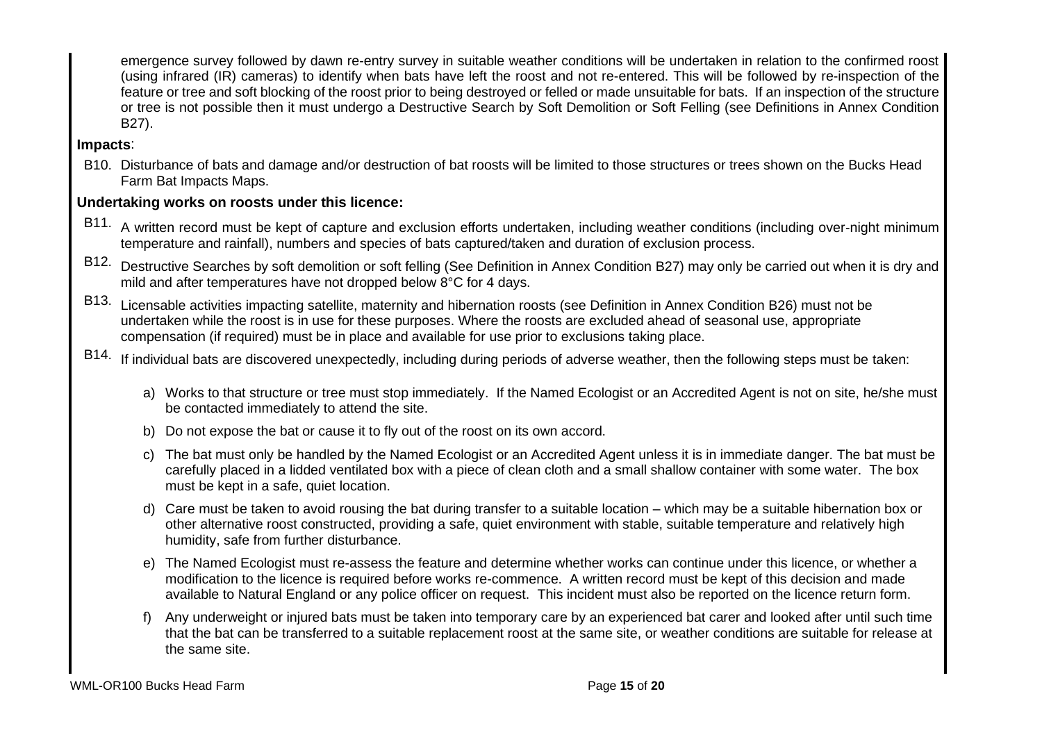emergence survey followed by dawn re-entry survey in suitable weather conditions will be undertaken in relation to the confirmed roost (using infrared (IR) cameras) to identify when bats have left the roost and not re-entered. This will be followed by re-inspection of the feature or tree and soft blocking of the roost prior to being destroyed or felled or made unsuitable for bats. If an inspection of the structure or tree is not possible then it must undergo a Destructive Search by Soft Demolition or Soft Felling (see Definitions in Annex Condition B27).

**Impacts**:

B10. Disturbance of bats and damage and/or destruction of bat roosts will be limited to those structures or trees shown on the Bucks Head Farm Bat Impacts Maps.

**Undertaking works on roosts under this licence:**

B11. A written record must be kept of capture and exclusion efforts undertaken, including weather conditions (including over-night minimum temperature and rainfall), numbers and species of bats captured/taken and duration of exclusion process.

B12. Destructive Searches by soft demolition or soft felling (See Definition in Annex Condition B27) may only be carried out when it is dry and mild and after temperatures have not dropped below 8°C for 4 days.

B13. Licensable activities impacting satellite, maternity and hibernation roosts (see Definition in Annex Condition B26) must not be undertaken while the roost is in use for these purposes. Where the roosts are excluded ahead of seasonal use, appropriate compensation (if required) must be in place and available for use prior to exclusions taking place.

B14. If individual bats are discovered unexpectedly, including during periods of adverse weather, then the following steps must be taken:

a) Works to that structure or tree must stop immediately. If the Named Ecologist or an Accredited Agent is not on site, he/she must be contacted immediately to attend the site.

b) Do not expose the bat or cause it to fly out of the roost on its own accord.

c) The bat must only be handled by the Named Ecologist or an Accredited Agent unless it is in immediate danger. The bat must be carefully placed in a lidded ventilated box with a piece of clean cloth and a small shallow container with some water. The box must be kept in a safe, quiet location.

d) Care must be taken to avoid rousing the bat during transfer to a suitable location – which may be a suitable hibernation box or other alternative roost constructed, providing a safe, quiet environment with stable, suitable temperature and relatively high humidity, safe from further disturbance.

e) The Named Ecologist must re-assess the feature and determine whether works can continue under this licence, or whether a modification to the licence is required before works re-commence. A written record must be kept of this decision and made available to Natural England or any police officer on request. This incident must also be reported on the licence return form.

f) Any underweight or injured bats must be taken into temporary care by an experienced bat carer and looked after until such time that the bat can be transferred to a suitable replacement roost at the same site, or weather conditions are suitable for release at the same site.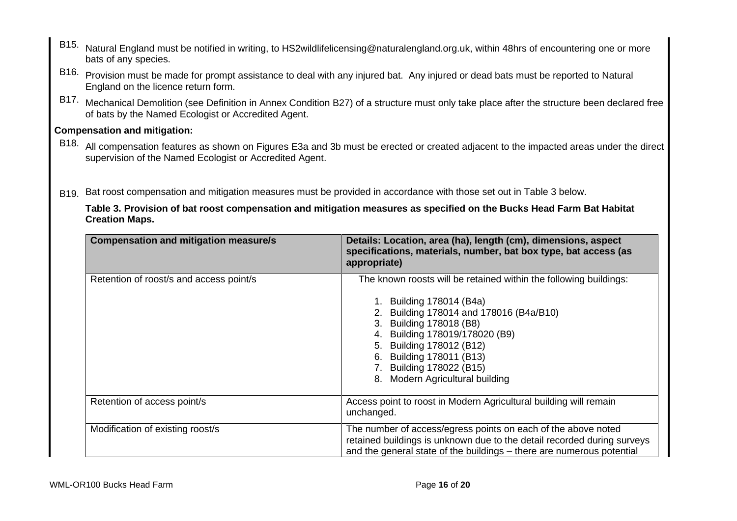B15. Natural England must be notified in writing, to HS2wildlifelicensing@naturalengland.org.uk, within 48hrs of encountering one or more bats of any species.

B16. Provision must be made for prompt assistance to deal with any injured bat. Any injured or dead bats must be reported to Natural England on the licence return form.

B17. Mechanical Demolition (see Definition in Annex Condition B27) of a structure must only take place after the structure been declared free of bats by the Named Ecologist or Accredited Agent.

**Compensation and mitigation:**

B18. All compensation features as shown on Figures E3a and 3b must be erected or created adjacent to the impacted areas under the direct supervision of the Named Ecologist or Accredited Agent.

B19. Bat roost compensation and mitigation measures must be provided in accordance with those set out in Table 3 below.

**Table 3. Provision of bat roost compensation and mitigation measures as specified on the Bucks Head Farm Bat Habitat Creation Maps.**

| Compensation and mitigation measure/s | Details: Location, area (ha), length (cm), dimensions, aspect specifications, materials, number, bat box type, bat access (as appropriate) |
|---|---|
| Retention of roost/s and access point/s | The known roosts will be retained within the following buildings:<br><br>1. Building 178014 (B4a)<br>2. Building 178014 and 178016 (B4a/B10)<br>3. Building 178018 (B8)<br>4. Building 178019/178020 (B9)<br>5. Building 178012 (B12)<br>6. Building 178011 (B13)<br>7. Building 178022 (B15)<br>8. Modern Agricultural building |
| Retention of access point/s | Access point to roost in Modern Agricultural building will remain unchanged. |
| Modification of existing roost/s | The number of access/egress points on each of the above noted retained buildings is unknown due to the detail recorded during surveys and the general state of the buildings – there are numerous potential |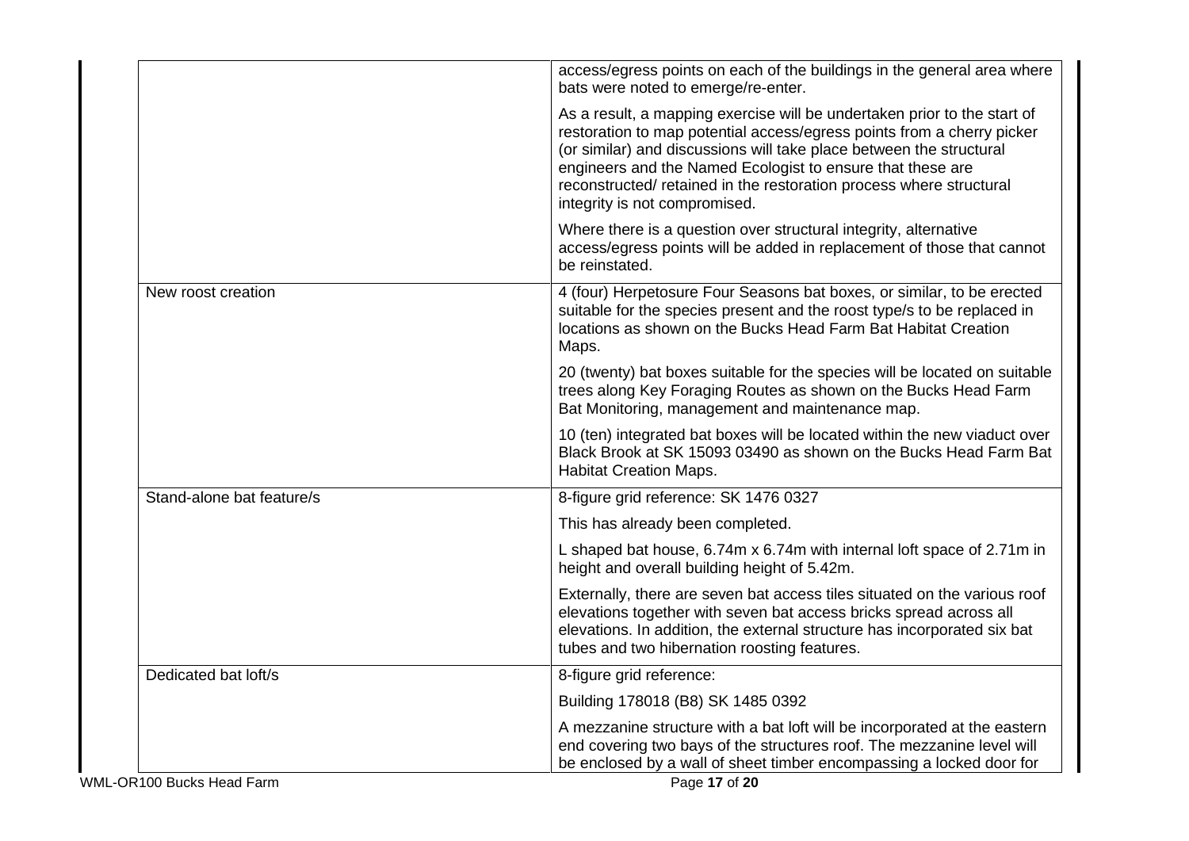| | |
|---|---|
| | access/egress points on each of the buildings in the general area where bats were noted to emerge/re-enter.<br><br>As a result, a mapping exercise will be undertaken prior to the start of restoration to map potential access/egress points from a cherry picker (or similar) and discussions will take place between the structural engineers and the Named Ecologist to ensure that these are reconstructed/ retained in the restoration process where structural integrity is not compromised.<br><br>Where there is a question over structural integrity, alternative access/egress points will be added in replacement of those that cannot be reinstated. |
| New roost creation | 4 (four) Herpetosure Four Seasons bat boxes, or similar, to be erected suitable for the species present and the roost type/s to be replaced in locations as shown on the Bucks Head Farm Bat Habitat Creation Maps.<br><br>20 (twenty) bat boxes suitable for the species will be located on suitable trees along Key Foraging Routes as shown on the Bucks Head Farm Bat Monitoring, management and maintenance map.<br><br>10 (ten) integrated bat boxes will be located within the new viaduct over Black Brook at SK 15093 03490 as shown on the Bucks Head Farm Bat Habitat Creation Maps. |
| Stand-alone bat feature/s | 8-figure grid reference: SK 1476 0327<br><br>This has already been completed.<br><br>L shaped bat house, 6.74m x 6.74m with internal loft space of 2.71m in height and overall building height of 5.42m.<br><br>Externally, there are seven bat access tiles situated on the various roof elevations together with seven bat access bricks spread across all elevations. In addition, the external structure has incorporated six bat tubes and two hibernation roosting features. |
| Dedicated bat loft/s | 8-figure grid reference:<br><br>Building 178018 (B8) SK 1485 0392<br><br>A mezzanine structure with a bat loft will be incorporated at the eastern end covering two bays of the structures roof. The mezzanine level will be enclosed by a wall of sheet timber encompassing a locked door for |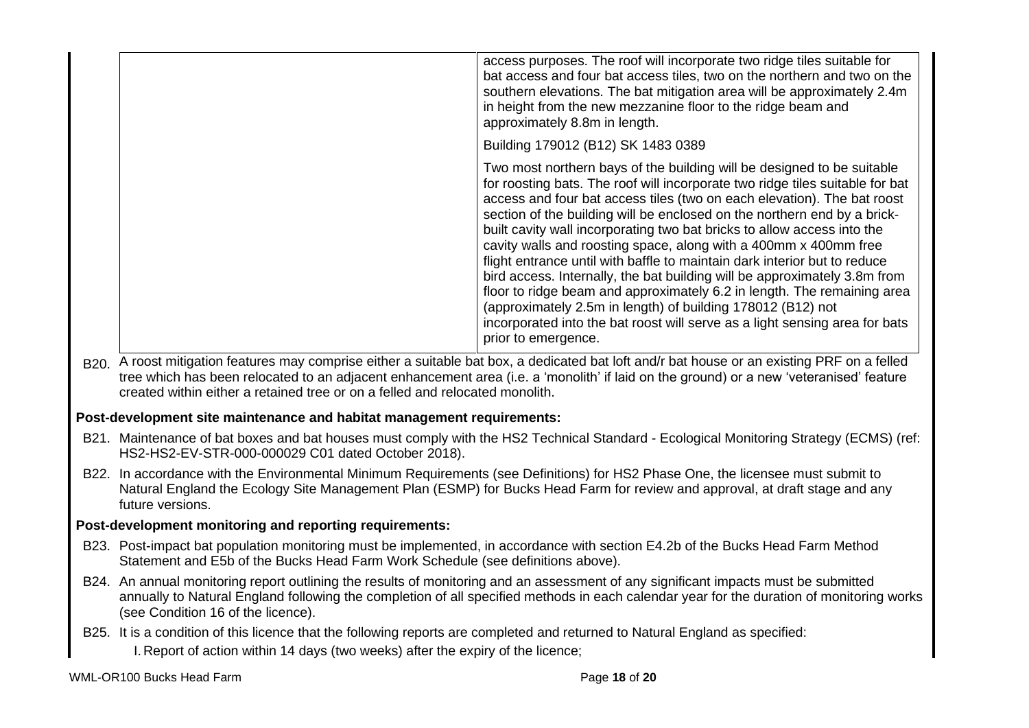| | |
|---|---|
| | access purposes. The roof will incorporate two ridge tiles suitable for bat access and four bat access tiles, two on the northern and two on the southern elevations. The bat mitigation area will be approximately 2.4m in height from the new mezzanine floor to the ridge beam and approximately 8.8m in length. |
| | Building 179012 (B12) SK 1483 0389 |
| | Two most northern bays of the building will be designed to be suitable for roosting bats. The roof will incorporate two ridge tiles suitable for bat access and four bat access tiles (two on each elevation). The bat roost section of the building will be enclosed on the northern end by a brick-built cavity wall incorporating two bat bricks to allow access into the cavity walls and roosting space, along with a 400mm x 400mm free flight entrance until with baffle to maintain dark interior but to reduce bird access. Internally, the bat building will be approximately 3.8m from floor to ridge beam and approximately 6.2 in length. The remaining area (approximately 2.5m in length) of building 178012 (B12) not incorporated into the bat roost will serve as a light sensing area for bats prior to emergence. |

B20. A roost mitigation features may comprise either a suitable bat box, a dedicated bat loft and/r bat house or an existing PRF on a felled tree which has been relocated to an adjacent enhancement area (i.e. a 'monolith' if laid on the ground) or a new 'veteranised' feature created within either a retained tree or on a felled and relocated monolith.

**Post-development site maintenance and habitat management requirements:**

B21. Maintenance of bat boxes and bat houses must comply with the HS2 Technical Standard - Ecological Monitoring Strategy (ECMS) (ref: HS2-HS2-EV-STR-000-000029 C01 dated October 2018).

B22. In accordance with the Environmental Minimum Requirements (see Definitions) for HS2 Phase One, the licensee must submit to Natural England the Ecology Site Management Plan (ESMP) for Bucks Head Farm for review and approval, at draft stage and any future versions.

**Post-development monitoring and reporting requirements:**

B23. Post-impact bat population monitoring must be implemented, in accordance with section E4.2b of the Bucks Head Farm Method Statement and E5b of the Bucks Head Farm Work Schedule (see definitions above).

B24. An annual monitoring report outlining the results of monitoring and an assessment of any significant impacts must be submitted annually to Natural England following the completion of all specified methods in each calendar year for the duration of monitoring works (see Condition 16 of the licence).

B25. It is a condition of this licence that the following reports are completed and returned to Natural England as specified:

I. Report of action within 14 days (two weeks) after the expiry of the licence;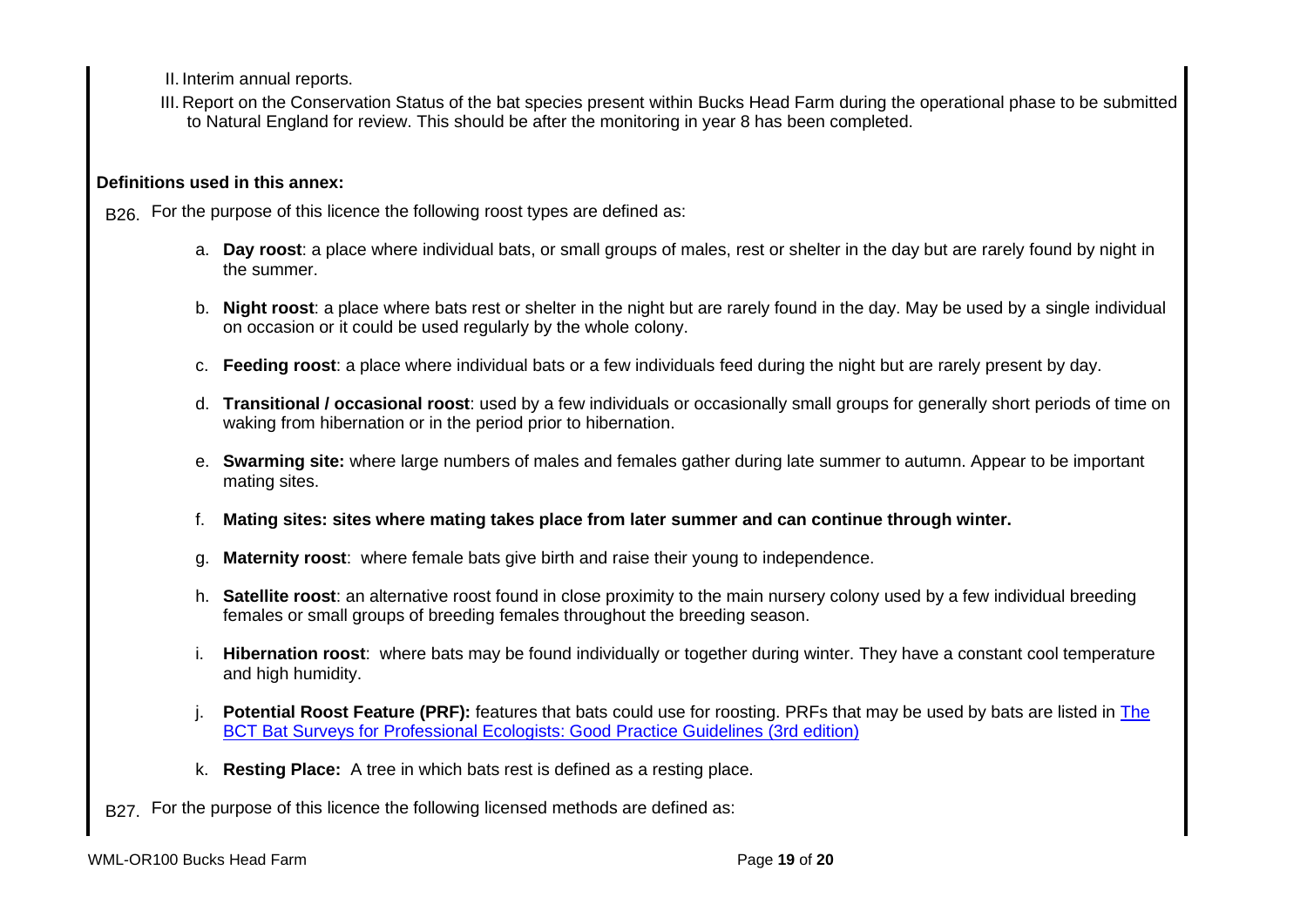II. Interim annual reports.

III. Report on the Conservation Status of the bat species present within Bucks Head Farm during the operational phase to be submitted to Natural England for review. This should be after the monitoring in year 8 has been completed.

**Definitions used in this annex:**

B26. For the purpose of this licence the following roost types are defined as:

a. **Day roost**: a place where individual bats, or small groups of males, rest or shelter in the day but are rarely found by night in the summer.

b. **Night roost**: a place where bats rest or shelter in the night but are rarely found in the day. May be used by a single individual on occasion or it could be used regularly by the whole colony.

c. **Feeding roost**: a place where individual bats or a few individuals feed during the night but are rarely present by day.

d. **Transitional / occasional roost**: used by a few individuals or occasionally small groups for generally short periods of time on waking from hibernation or in the period prior to hibernation.

e. **Swarming site:** where large numbers of males and females gather during late summer to autumn. Appear to be important mating sites.

f. **Mating sites: sites where mating takes place from later summer and can continue through winter.**

g. **Maternity roost**: where female bats give birth and raise their young to independence.

h. **Satellite roost**: an alternative roost found in close proximity to the main nursery colony used by a few individual breeding females or small groups of breeding females throughout the breeding season.

i. **Hibernation roost**: where bats may be found individually or together during winter. They have a constant cool temperature and high humidity.

j. **Potential Roost Feature (PRF):** features that bats could use for roosting. PRFs that may be used by bats are listed in The BCT Bat Surveys for Professional Ecologists: Good Practice Guidelines (3rd edition)

k. **Resting Place:** A tree in which bats rest is defined as a resting place.

B27. For the purpose of this licence the following licensed methods are defined as: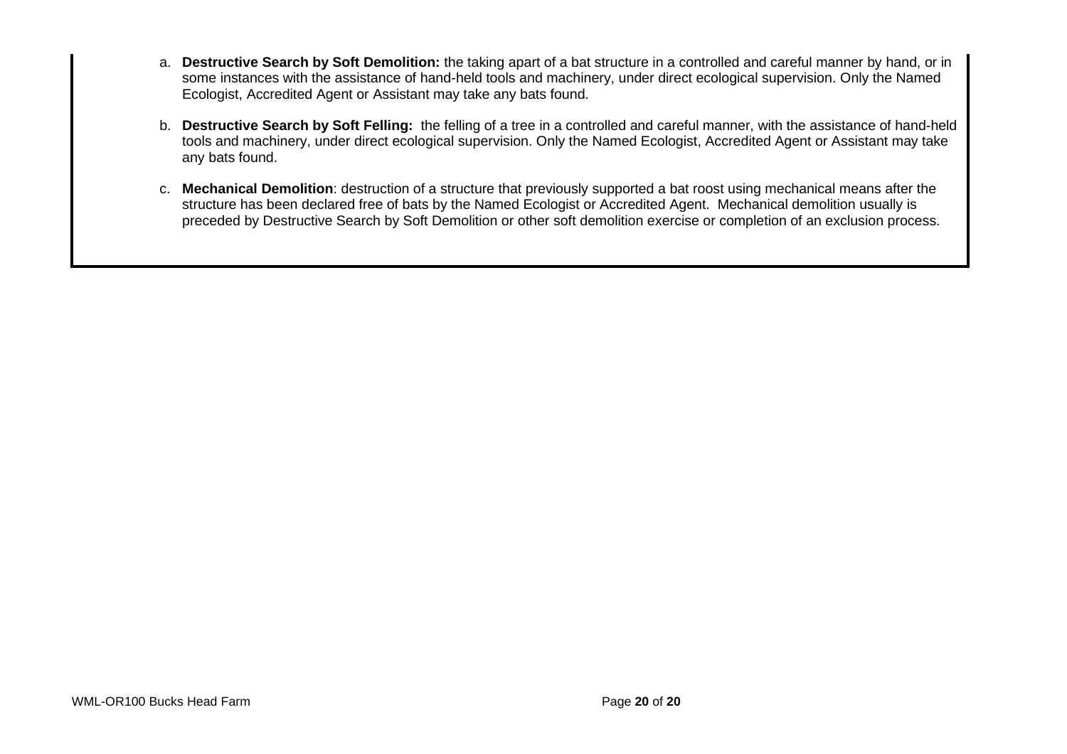a. **Destructive Search by Soft Demolition:** the taking apart of a bat structure in a controlled and careful manner by hand, or in some instances with the assistance of hand-held tools and machinery, under direct ecological supervision. Only the Named Ecologist, Accredited Agent or Assistant may take any bats found.

b. **Destructive Search by Soft Felling:** the felling of a tree in a controlled and careful manner, with the assistance of hand-held tools and machinery, under direct ecological supervision. Only the Named Ecologist, Accredited Agent or Assistant may take any bats found.

c. **Mechanical Demolition**: destruction of a structure that previously supported a bat roost using mechanical means after the structure has been declared free of bats by the Named Ecologist or Accredited Agent. Mechanical demolition usually is preceded by Destructive Search by Soft Demolition or other soft demolition exercise or completion of an exclusion process.